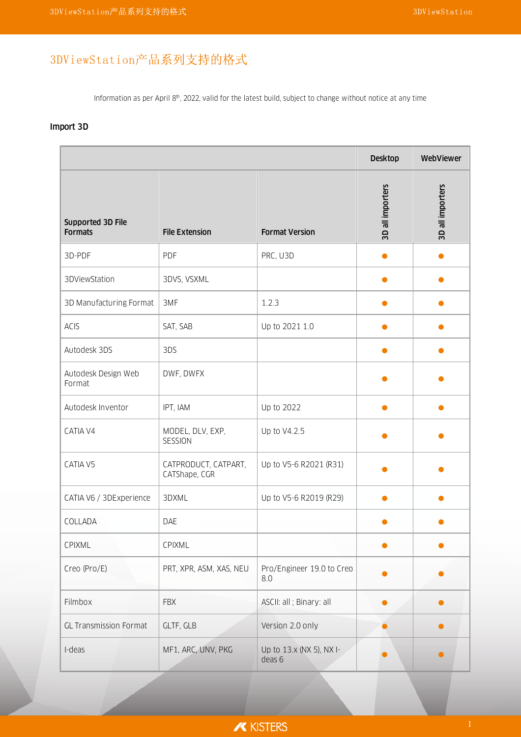# 3DViewStation产品系列支持的格式

Information as per April 8th, 2022, valid for the latest build, subject to change without notice at any time

## Import 3D

| | | | Desktop | WebViewer |
|---|---|---|---|---|
| **Supported 3D File Formats** | **File Extension** | **Format Version** | **3D all importers** | **3D all importers** |
| 3D-PDF | PDF | PRC, U3D | ● | ● |
| 3DViewStation | 3DVS, VSXML | | ● | ● |
| 3D Manufacturing Format | 3MF | 1.2.3 | ● | ● |
| ACIS | SAT, SAB | Up to 2021 1.0 | ● | ● |
| Autodesk 3DS | 3DS | | ● | ● |
| Autodesk Design Web Format | DWF, DWFX | | ● | ● |
| Autodesk Inventor | IPT, IAM | Up to 2022 | ● | ● |
| CATIA V4 | MODEL, DLV, EXP, SESSION | Up to V4.2.5 | ● | ● |
| CATIA V5 | CATPRODUCT, CATPART, CATShape, CGR | Up to V5-6 R2021 (R31) | ● | ● |
| CATIA V6 / 3DExperience | 3DXML | Up to V5-6 R2019 (R29) | ● | ● |
| COLLADA | DAE | | ● | ● |
| CPIXML | CPIXML | | ● | ● |
| Creo (Pro/E) | PRT, XPR, ASM, XAS, NEU | Pro/Engineer 19.0 to Creo 8.0 | ● | ● |
| Filmbox | FBX | ASCII: all ; Binary: all | ● | ● |
| GL Transmission Format | GLTF, GLB | Version 2.0 only | ● | ● |
| I-deas | MF1, ARC, UNV, PKG | Up to 13.x (NX 5), NX I-deas 6 | ● | ● |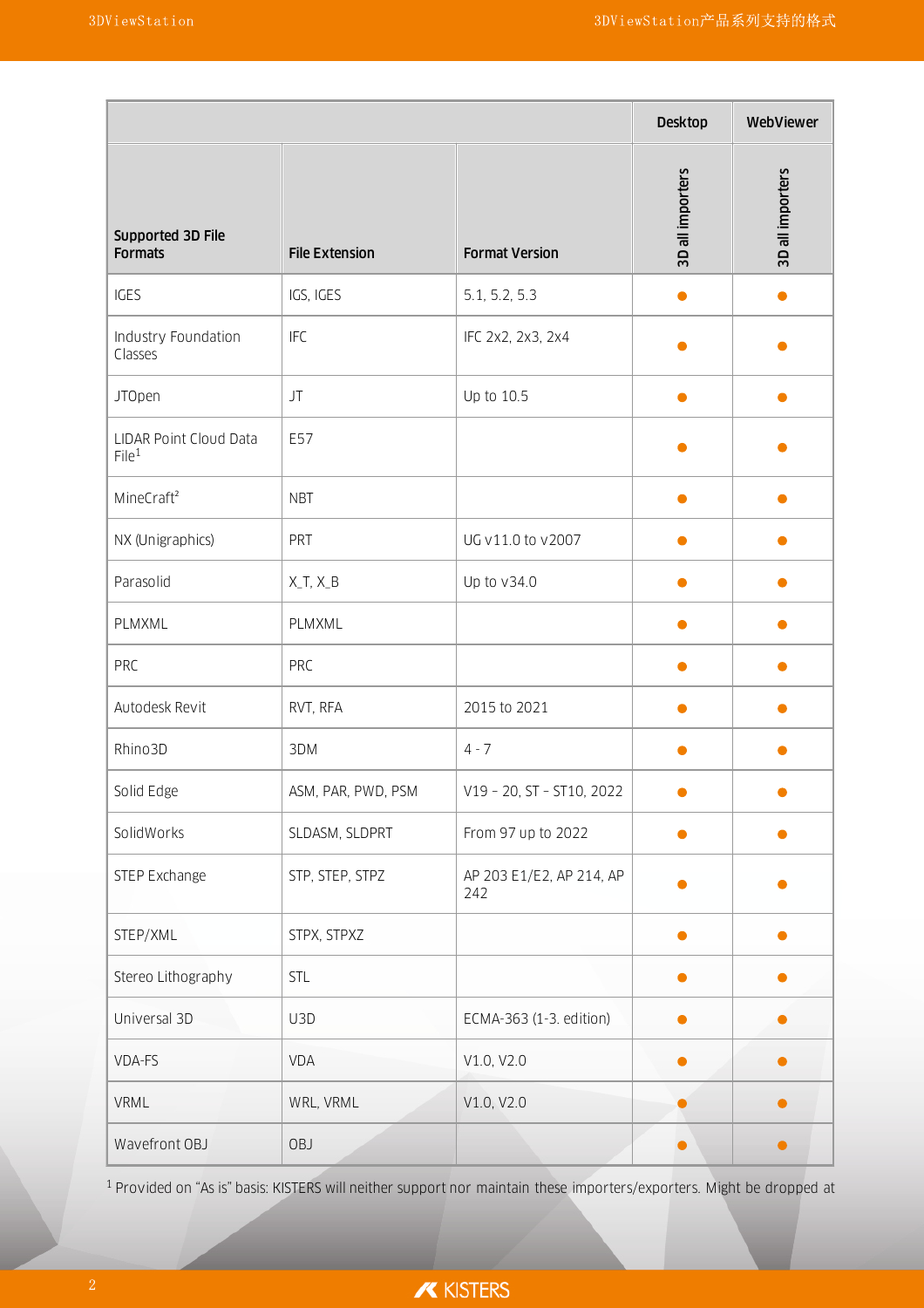| | | | Desktop | WebViewer |
|---|---|---|---|---|
| **Supported 3D File Formats** | **File Extension** | **Format Version** | **3D all importers** | **3D all importers** |
| IGES | IGS, IGES | 5.1, 5.2, 5.3 | ● | ● |
| Industry Foundation Classes | IFC | IFC 2x2, 2x3, 2x4 | ● | ● |
| JTOpen | JT | Up to 10.5 | ● | ● |
| LIDAR Point Cloud Data File[1] | E57 | | ● | ● |
| MineCraft[2] | NBT | | ● | ● |
| NX (Unigraphics) | PRT | UG v11.0 to v2007 | ● | ● |
| Parasolid | X_T, X_B | Up to v34.0 | ● | ● |
| PLMXML | PLMXML | | ● | ● |
| PRC | PRC | | ● | ● |
| Autodesk Revit | RVT, RFA | 2015 to 2021 | ● | ● |
| Rhino3D | 3DM | 4 - 7 | ● | ● |
| Solid Edge | ASM, PAR, PWD, PSM | V19 – 20, ST – ST10, 2022 | ● | ● |
| SolidWorks | SLDASM, SLDPRT | From 97 up to 2022 | ● | ● |
| STEP Exchange | STP, STEP, STPZ | AP 203 E1/E2, AP 214, AP 242 | ● | ● |
| STEP/XML | STPX, STPXZ | | ● | ● |
| Stereo Lithography | STL | | ● | ● |
| Universal 3D | U3D | ECMA-363 (1-3. edition) | ● | ● |
| VDA-FS | VDA | V1.0, V2.0 | ● | ● |
| VRML | WRL, VRML | V1.0, V2.0 | ● | ● |
| Wavefront OBJ | OBJ | | ● | ● |

[1] Provided on “As is” basis: KISTERS will neither support nor maintain these importers/exporters. Might be dropped at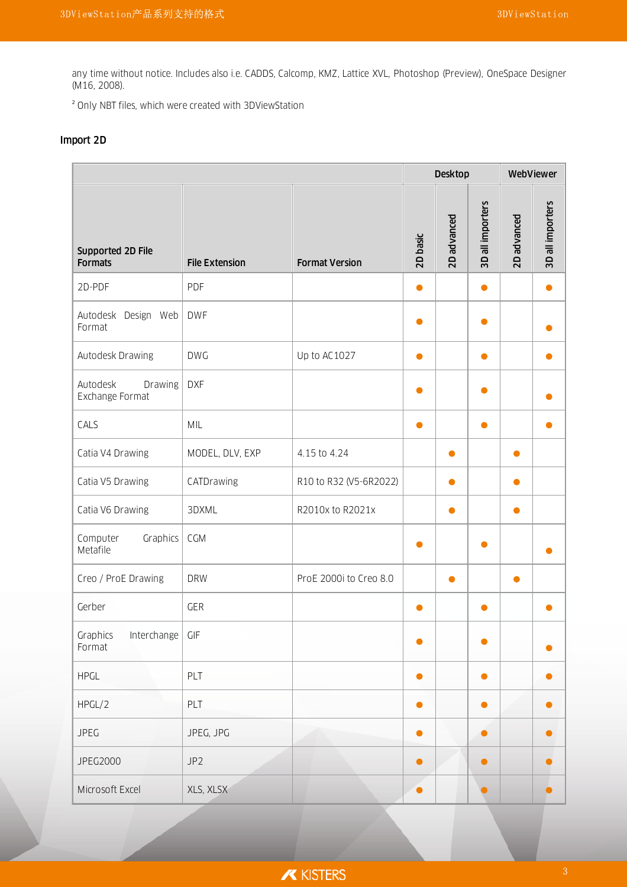any time without notice. Includes also i.e. CADDS, Calcomp, KMZ, Lattice XVL, Photoshop (Preview), OneSpace Designer (M16, 2008).

[2] Only NBT files, which were created with 3DViewStation

### Import 2D

| | | | Desktop | | | WebViewer | |
|---|---|---|---|---|---|---|---|
| Supported 2D File Formats | File Extension | Format Version | 2D basic | 2D advanced | 3D all importers | 2D advanced | 3D all importers |
| 2D-PDF | PDF | | ● | | ● | | ● |
| Autodesk Design Web Format | DWF | | ● | | ● | | ● |
| Autodesk Drawing | DWG | Up to AC1027 | ● | | ● | | ● |
| Autodesk Drawing Exchange Format | DXF | | ● | | ● | | ● |
| CALS | MIL | | ● | | ● | | ● |
| Catia V4 Drawing | MODEL, DLV, EXP | 4.15 to 4.24 | | ● | | ● | |
| Catia V5 Drawing | CATDrawing | R10 to R32 (V5-6R2022) | | ● | | ● | |
| Catia V6 Drawing | 3DXML | R2010x to R2021x | | ● | | ● | |
| Computer Graphics Metafile | CGM | | ● | | ● | | ● |
| Creo / ProE Drawing | DRW | ProE 2000i to Creo 8.0 | | ● | | ● | |
| Gerber | GER | | ● | | ● | | ● |
| Graphics Interchange Format | GIF | | ● | | ● | | ● |
| HPGL | PLT | | ● | | ● | | ● |
| HPGL/2 | PLT | | ● | | ● | | ● |
| JPEG | JPEG, JPG | | ● | | ● | | ● |
| JPEG2000 | JP2 | | ● | | ● | | ● |
| Microsoft Excel | XLS, XLSX | | ● | | ● | | ● |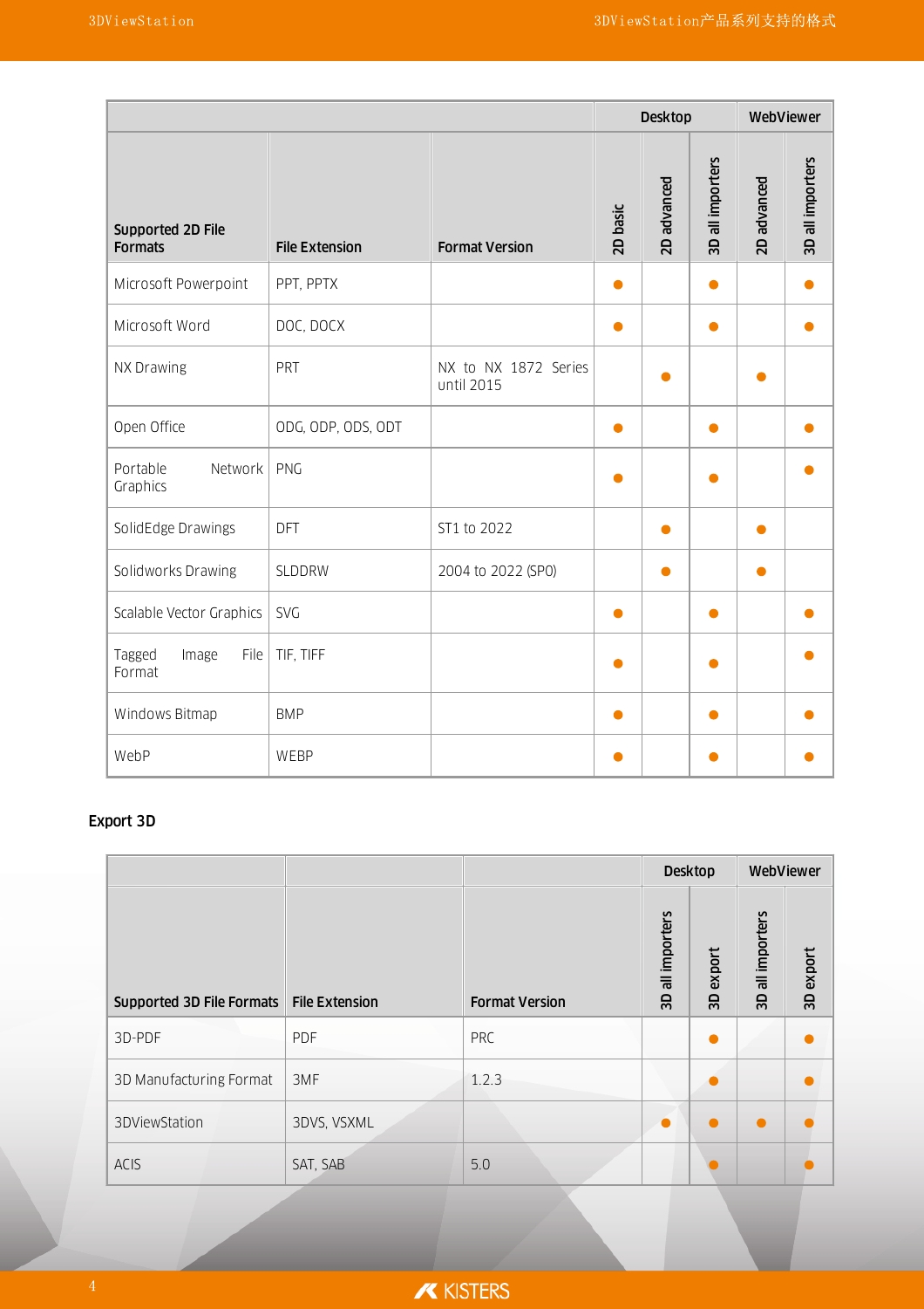| Supported 2D File Formats | File Extension | Format Version | Desktop | | | WebViewer | |
|---|---|---|---|---|---|---|---|
| | | | 2D basic | 2D advanced | 3D all importers | 2D advanced | 3D all importers |
| Microsoft Powerpoint | PPT, PPTX | | ● | | ● | | ● |
| Microsoft Word | DOC, DOCX | | ● | | ● | | ● |
| NX Drawing | PRT | NX to NX 1872 Series until 2015 | | ● | | ● | |
| Open Office | ODG, ODP, ODS, ODT | | ● | | ● | | ● |
| Portable Network Graphics | PNG | | ● | | ● | | ● |
| SolidEdge Drawings | DFT | ST1 to 2022 | | ● | | ● | |
| Solidworks Drawing | SLDDRW | 2004 to 2022 (SP0) | | ● | | ● | |
| Scalable Vector Graphics | SVG | | ● | | ● | | ● |
| Tagged Image File Format | TIF, TIFF | | ● | | ● | | ● |
| Windows Bitmap | BMP | | ● | | ● | | ● |
| WebP | WEBP | | ● | | ● | | ● |

**Export 3D**

| Supported 3D File Formats | File Extension | Format Version | Desktop | | WebViewer | |
|---|---|---|---|---|---|---|
| | | | 3D all importers | 3D export | 3D all importers | 3D export |
| 3D-PDF | PDF | PRC | | ● | | ● |
| 3D Manufacturing Format | 3MF | 1.2.3 | | ● | | ● |
| 3DViewStation | 3DVS, VSXML | | ● | ● | ● | ● |
| ACIS | SAT, SAB | 5.0 | | ● | | ● |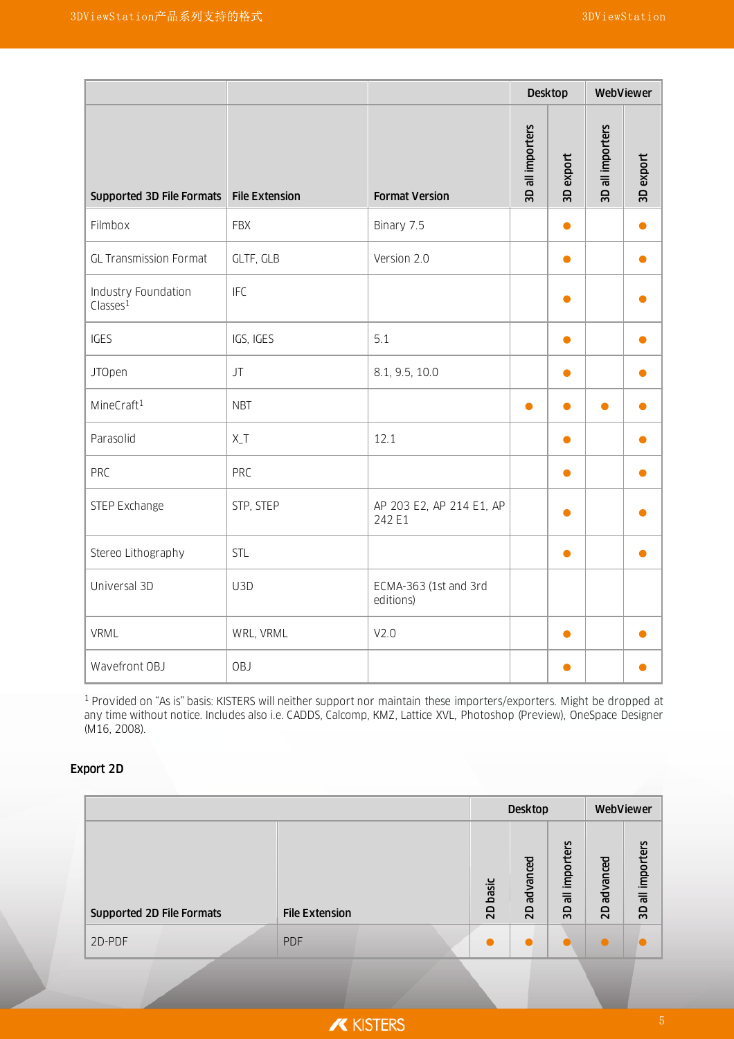| | | | Desktop | | WebViewer | |
|---|---|---|---|---|---|---|
| Supported 3D File Formats | File Extension | Format Version | 3D all importers | 3D export | 3D all importers | 3D export |
| Filmbox | FBX | Binary 7.5 | | ● | | ● |
| GL Transmission Format | GLTF, GLB | Version 2.0 | | ● | | ● |
| Industry Foundation Classes[1] | IFC | | | ● | | ● |
| IGES | IGS, IGES | 5.1 | | ● | | ● |
| JTOpen | JT | 8.1, 9.5, 10.0 | | ● | | ● |
| MineCraft[1] | NBT | | ● | ● | ● | ● |
| Parasolid | X_T | 12.1 | | ● | | ● |
| PRC | PRC | | | ● | | ● |
| STEP Exchange | STP, STEP | AP 203 E2, AP 214 E1, AP 242 E1 | | ● | | ● |
| Stereo Lithography | STL | | | ● | | ● |
| Universal 3D | U3D | ECMA-363 (1st and 3rd editions) | | | | |
| VRML | WRL, VRML | V2.0 | | ● | | ● |
| Wavefront OBJ | OBJ | | | ● | | ● |

[1] Provided on "As is" basis: KISTERS will neither support nor maintain these importers/exporters. Might be dropped at any time without notice. Includes also i.e. CADDS, Calcomp, KMZ, Lattice XVL, Photoshop (Preview), OneSpace Designer (M16, 2008).

## Export 2D

| | | Desktop | | | WebViewer | |
|---|---|---|---|---|---|---|
| Supported 2D File Formats | File Extension | 2D basic | 2D advanced | 3D all importers | 2D advanced | 3D all importers |
| 2D-PDF | PDF | ● | ● | ● | ● | ● |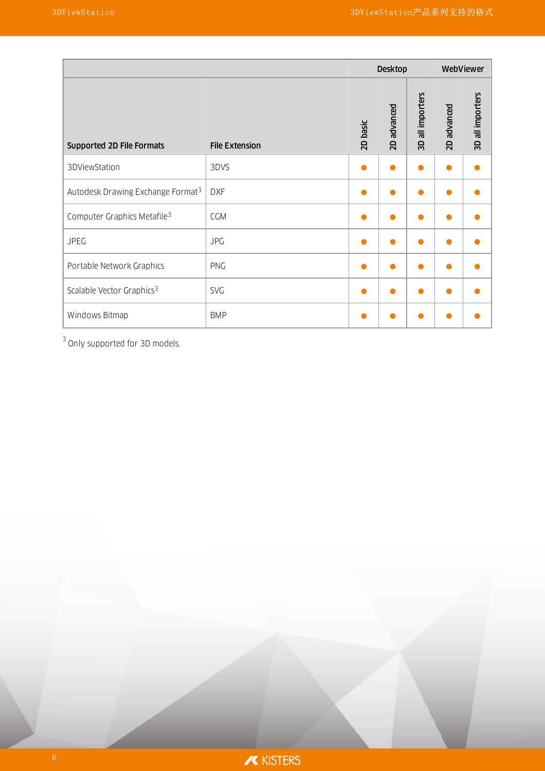| | | Desktop | | | WebViewer | |
|---|---|---|---|---|---|---|
| **Supported 2D File Formats** | **File Extension** | **2D basic** | **2D advanced** | **3D all importers** | **2D advanced** | **3D all importers** |
| 3DViewStation | 3DVS | ● | ● | ● | ● | ● |
| Autodesk Drawing Exchange Format[3] | DXF | ● | ● | ● | ● | ● |
| Computer Graphics Metafile[3] | CGM | ● | ● | ● | ● | ● |
| JPEG | JPG | ● | ● | ● | ● | ● |
| Portable Network Graphics | PNG | ● | ● | ● | ● | ● |
| Scalable Vector Graphics[3] | SVG | ● | ● | ● | ● | ● |
| Windows Bitmap | BMP | ● | ● | ● | ● | ● |

[3] Only supported for 3D models.